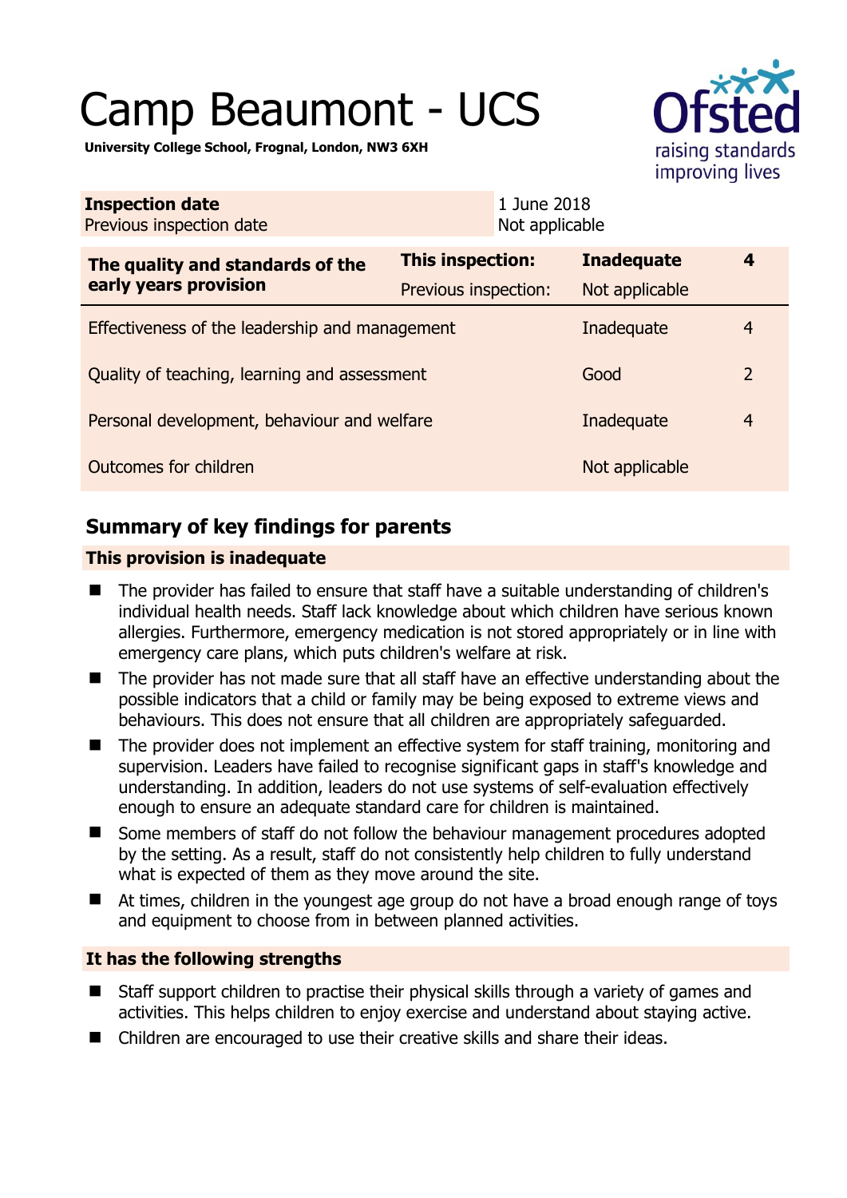# Camp Beaumont - UCS

**University College School, Frognal, London, NW3 6XH**

| **Inspection date** | 1 June 2018 |
|---|---|
| Previous inspection date | Not applicable |

| **The quality and standards of the early years provision** | **This inspection:** | **Inadequate** | **4** |
|---|---|---|---|
| | Previous inspection: | Not applicable | |
| Effectiveness of the leadership and management | | Inadequate | 4 |
| Quality of teaching, learning and assessment | | Good | 2 |
| Personal development, behaviour and welfare | | Inadequate | 4 |
| Outcomes for children | | Not applicable | |

## Summary of key findings for parents

### This provision is inadequate

- The provider has failed to ensure that staff have a suitable understanding of children's individual health needs. Staff lack knowledge about which children have serious known allergies. Furthermore, emergency medication is not stored appropriately or in line with emergency care plans, which puts children's welfare at risk.
- The provider has not made sure that all staff have an effective understanding about the possible indicators that a child or family may be being exposed to extreme views and behaviours. This does not ensure that all children are appropriately safeguarded.
- The provider does not implement an effective system for staff training, monitoring and supervision. Leaders have failed to recognise significant gaps in staff's knowledge and understanding. In addition, leaders do not use systems of self-evaluation effectively enough to ensure an adequate standard care for children is maintained.
- Some members of staff do not follow the behaviour management procedures adopted by the setting. As a result, staff do not consistently help children to fully understand what is expected of them as they move around the site.
- At times, children in the youngest age group do not have a broad enough range of toys and equipment to choose from in between planned activities.

### It has the following strengths

- Staff support children to practise their physical skills through a variety of games and activities. This helps children to enjoy exercise and understand about staying active.
- Children are encouraged to use their creative skills and share their ideas.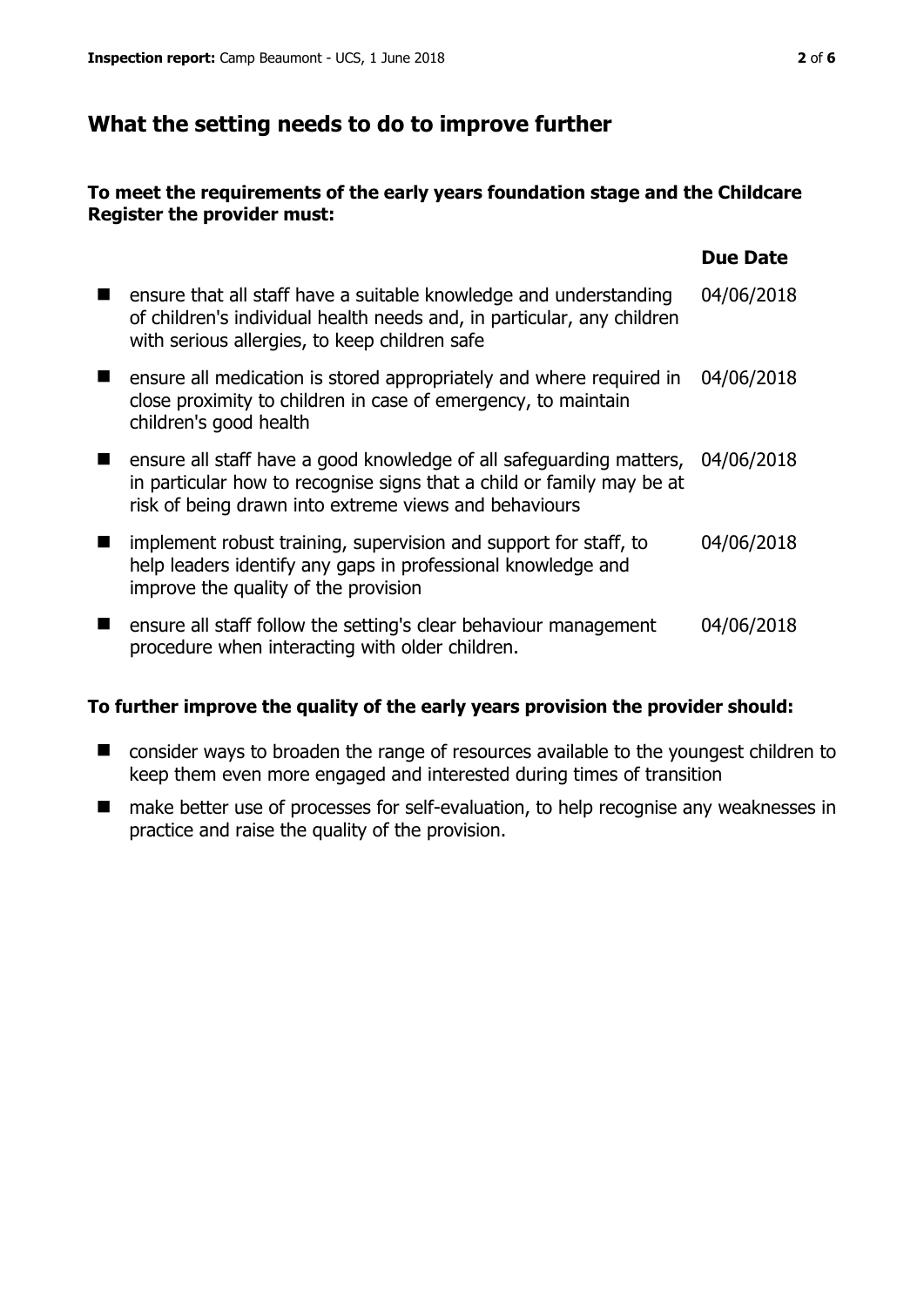## What the setting needs to do to improve further

**To meet the requirements of the early years foundation stage and the Childcare Register the provider must:**

| | Due Date |
|---|---|
| ensure that all staff have a suitable knowledge and understanding of children's individual health needs and, in particular, any children with serious allergies, to keep children safe | 04/06/2018 |
| ensure all medication is stored appropriately and where required in close proximity to children in case of emergency, to maintain children's good health | 04/06/2018 |
| ensure all staff have a good knowledge of all safeguarding matters, in particular how to recognise signs that a child or family may be at risk of being drawn into extreme views and behaviours | 04/06/2018 |
| implement robust training, supervision and support for staff, to help leaders identify any gaps in professional knowledge and improve the quality of the provision | 04/06/2018 |
| ensure all staff follow the setting's clear behaviour management procedure when interacting with older children. | 04/06/2018 |

**To further improve the quality of the early years provision the provider should:**

- consider ways to broaden the range of resources available to the youngest children to keep them even more engaged and interested during times of transition
- make better use of processes for self-evaluation, to help recognise any weaknesses in practice and raise the quality of the provision.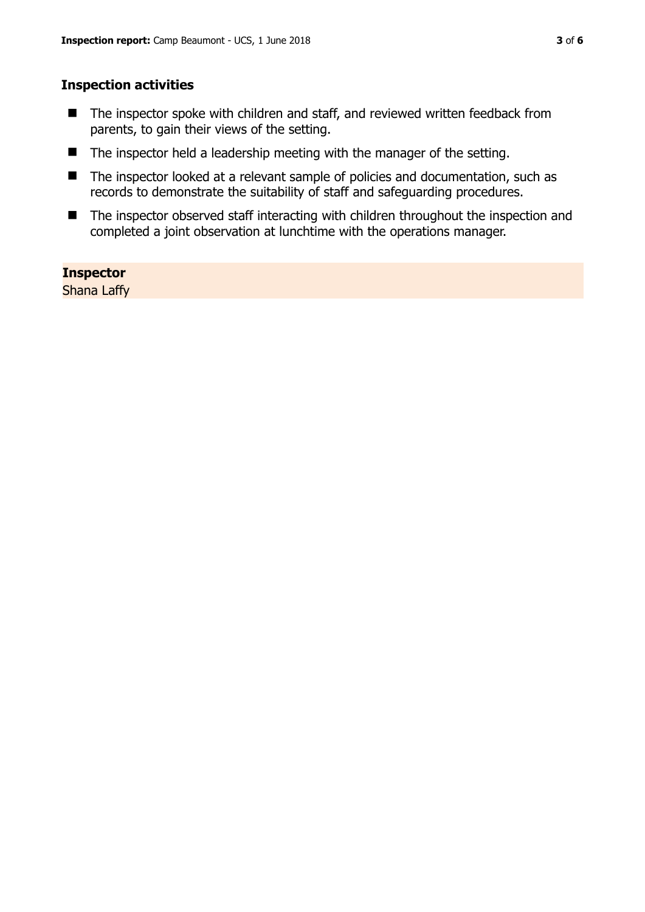## Inspection activities

- The inspector spoke with children and staff, and reviewed written feedback from parents, to gain their views of the setting.
- The inspector held a leadership meeting with the manager of the setting.
- The inspector looked at a relevant sample of policies and documentation, such as records to demonstrate the suitability of staff and safeguarding procedures.
- The inspector observed staff interacting with children throughout the inspection and completed a joint observation at lunchtime with the operations manager.

**Inspector**
Shana Laffy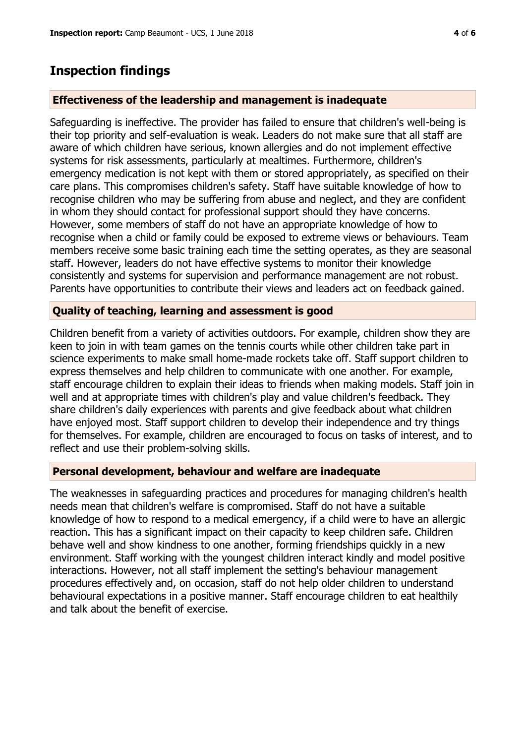## Inspection findings

### Effectiveness of the leadership and management is inadequate

Safeguarding is ineffective. The provider has failed to ensure that children's well-being is their top priority and self-evaluation is weak. Leaders do not make sure that all staff are aware of which children have serious, known allergies and do not implement effective systems for risk assessments, particularly at mealtimes. Furthermore, children's emergency medication is not kept with them or stored appropriately, as specified on their care plans. This compromises children's safety. Staff have suitable knowledge of how to recognise children who may be suffering from abuse and neglect, and they are confident in whom they should contact for professional support should they have concerns. However, some members of staff do not have an appropriate knowledge of how to recognise when a child or family could be exposed to extreme views or behaviours. Team members receive some basic training each time the setting operates, as they are seasonal staff. However, leaders do not have effective systems to monitor their knowledge consistently and systems for supervision and performance management are not robust. Parents have opportunities to contribute their views and leaders act on feedback gained.

### Quality of teaching, learning and assessment is good

Children benefit from a variety of activities outdoors. For example, children show they are keen to join in with team games on the tennis courts while other children take part in science experiments to make small home-made rockets take off. Staff support children to express themselves and help children to communicate with one another. For example, staff encourage children to explain their ideas to friends when making models. Staff join in well and at appropriate times with children's play and value children's feedback. They share children's daily experiences with parents and give feedback about what children have enjoyed most. Staff support children to develop their independence and try things for themselves. For example, children are encouraged to focus on tasks of interest, and to reflect and use their problem-solving skills.

### Personal development, behaviour and welfare are inadequate

The weaknesses in safeguarding practices and procedures for managing children's health needs mean that children's welfare is compromised. Staff do not have a suitable knowledge of how to respond to a medical emergency, if a child were to have an allergic reaction. This has a significant impact on their capacity to keep children safe. Children behave well and show kindness to one another, forming friendships quickly in a new environment. Staff working with the youngest children interact kindly and model positive interactions. However, not all staff implement the setting's behaviour management procedures effectively and, on occasion, staff do not help older children to understand behavioural expectations in a positive manner. Staff encourage children to eat healthily and talk about the benefit of exercise.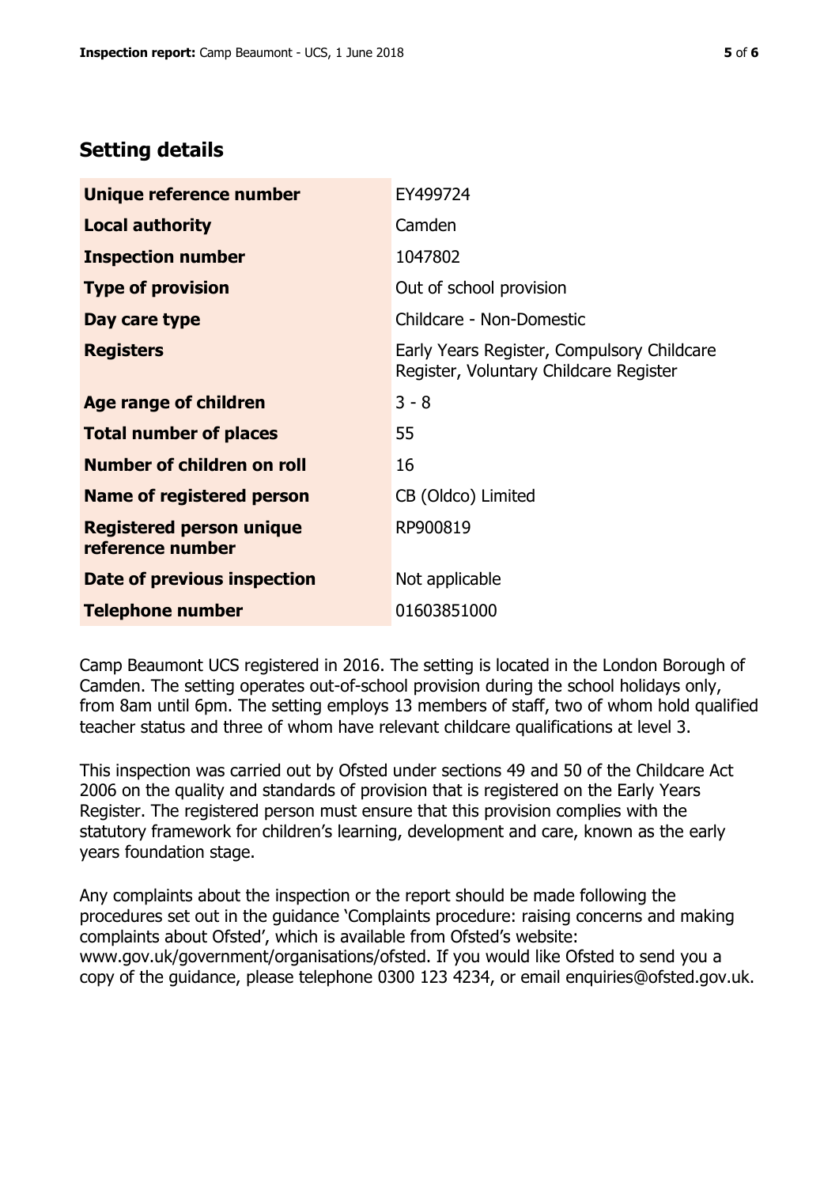## Setting details

| | |
|---|---|
| **Unique reference number** | EY499724 |
| **Local authority** | Camden |
| **Inspection number** | 1047802 |
| **Type of provision** | Out of school provision |
| **Day care type** | Childcare - Non-Domestic |
| **Registers** | Early Years Register, Compulsory Childcare Register, Voluntary Childcare Register |
| **Age range of children** | 3 - 8 |
| **Total number of places** | 55 |
| **Number of children on roll** | 16 |
| **Name of registered person** | CB (Oldco) Limited |
| **Registered person unique reference number** | RP900819 |
| **Date of previous inspection** | Not applicable |
| **Telephone number** | 01603851000 |

Camp Beaumont UCS registered in 2016. The setting is located in the London Borough of Camden. The setting operates out-of-school provision during the school holidays only, from 8am until 6pm. The setting employs 13 members of staff, two of whom hold qualified teacher status and three of whom have relevant childcare qualifications at level 3.

This inspection was carried out by Ofsted under sections 49 and 50 of the Childcare Act 2006 on the quality and standards of provision that is registered on the Early Years Register. The registered person must ensure that this provision complies with the statutory framework for children's learning, development and care, known as the early years foundation stage.

Any complaints about the inspection or the report should be made following the procedures set out in the guidance 'Complaints procedure: raising concerns and making complaints about Ofsted', which is available from Ofsted's website: www.gov.uk/government/organisations/ofsted. If you would like Ofsted to send you a copy of the guidance, please telephone 0300 123 4234, or email enquiries@ofsted.gov.uk.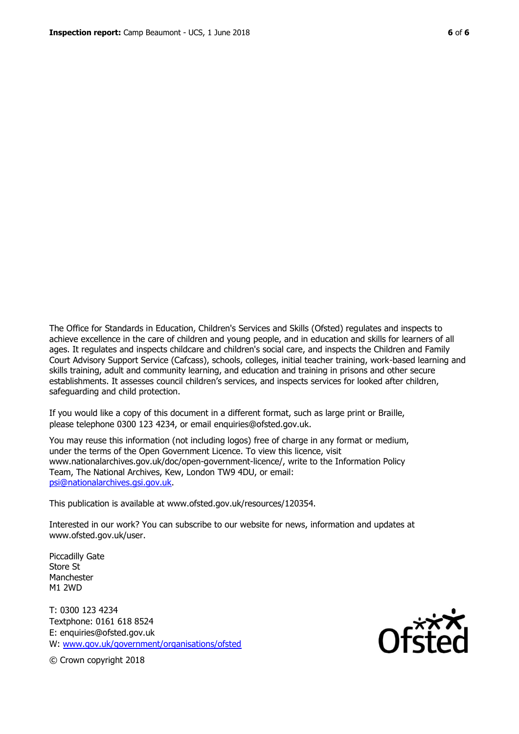The Office for Standards in Education, Children's Services and Skills (Ofsted) regulates and inspects to achieve excellence in the care of children and young people, and in education and skills for learners of all ages. It regulates and inspects childcare and children's social care, and inspects the Children and Family Court Advisory Support Service (Cafcass), schools, colleges, initial teacher training, work-based learning and skills training, adult and community learning, and education and training in prisons and other secure establishments. It assesses council children's services, and inspects services for looked after children, safeguarding and child protection.

If you would like a copy of this document in a different format, such as large print or Braille, please telephone 0300 123 4234, or email enquiries@ofsted.gov.uk.

You may reuse this information (not including logos) free of charge in any format or medium, under the terms of the Open Government Licence. To view this licence, visit www.nationalarchives.gov.uk/doc/open-government-licence/, write to the Information Policy Team, The National Archives, Kew, London TW9 4DU, or email: psi@nationalarchives.gsi.gov.uk.

This publication is available at www.ofsted.gov.uk/resources/120354.

Interested in our work? You can subscribe to our website for news, information and updates at www.ofsted.gov.uk/user.

Piccadilly Gate  
Store St  
Manchester  
M1 2WD

T: 0300 123 4234  
Textphone: 0161 618 8524  
E: enquiries@ofsted.gov.uk  
W: www.gov.uk/government/organisations/ofsted

© Crown copyright 2018